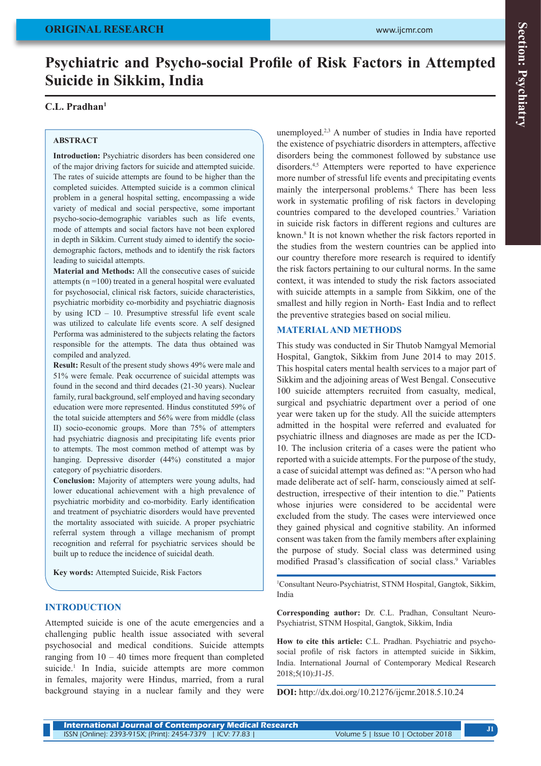ORIGINAL RESEARCH

# Psychiatric and Psycho-social Profile of Risk Factors in Attempted Suicide in Sikkim, India

**C.L. Pradhan**[1]

## ABSTRACT

**Introduction:** Psychiatric disorders has been considered one of the major driving factors for suicide and attempted suicide. The rates of suicide attempts are found to be higher than the completed suicides. Attempted suicide is a common clinical problem in a general hospital setting, encompassing a wide variety of medical and social perspective, some important psycho-socio-demographic variables such as life events, mode of attempts and social factors have not been explored in depth in Sikkim. Current study aimed to identify the socio-demographic factors, methods and to identify the risk factors leading to suicidal attempts.

**Material and Methods:** All the consecutive cases of suicide attempts (n =100) treated in a general hospital were evaluated for psychosocial, clinical risk factors, suicide characteristics, psychiatric morbidity co-morbidity and psychiatric diagnosis by using ICD – 10. Presumptive stressful life event scale was utilized to calculate life events score. A self designed Performa was administered to the subjects relating the factors responsible for the attempts. The data thus obtained was compiled and analyzed.

**Result:** Result of the present study shows 49% were male and 51% were female. Peak occurrence of suicidal attempts was found in the second and third decades (21-30 years). Nuclear family, rural background, self employed and having secondary education were more represented. Hindus constituted 59% of the total suicide attempters and 56% were from middle (class II) socio-economic groups. More than 75% of attempters had psychiatric diagnosis and precipitating life events prior to attempts. The most common method of attempt was by hanging. Depressive disorder (44%) constituted a major category of psychiatric disorders.

**Conclusion:** Majority of attempters were young adults, had lower educational achievement with a high prevalence of psychiatric morbidity and co-morbidity. Early identification and treatment of psychiatric disorders would have prevented the mortality associated with suicide. A proper psychiatric referral system through a village mechanism of prompt recognition and referral for psychiatric services should be built up to reduce the incidence of suicidal death.

**Key words:** Attempted Suicide, Risk Factors

## INTRODUCTION

Attempted suicide is one of the acute emergencies and a challenging public health issue associated with several psychosocial and medical conditions. Suicide attempts ranging from 10 – 40 times more frequent than completed suicide.[1] In India, suicide attempts are more common in females, majority were Hindus, married, from a rural background staying in a nuclear family and they were unemployed.[2,3] A number of studies in India have reported the existence of psychiatric disorders in attempters, affective disorders being the commonest followed by substance use disorders.[4,5] Attempters were reported to have experience more number of stressful life events and precipitating events mainly the interpersonal problems.[6] There has been less work in systematic profiling of risk factors in developing countries compared to the developed countries.[7] Variation in suicide risk factors in different regions and cultures are known.[8] It is not known whether the risk factors reported in the studies from the western countries can be applied into our country therefore more research is required to identify the risk factors pertaining to our cultural norms. In the same context, it was intended to study the risk factors associated with suicide attempts in a sample from Sikkim, one of the smallest and hilly region in North- East India and to reflect the preventive strategies based on social milieu.

## MATERIAL AND METHODS

This study was conducted in Sir Thutob Namgyal Memorial Hospital, Gangtok, Sikkim from June 2014 to may 2015. This hospital caters mental health services to a major part of Sikkim and the adjoining areas of West Bengal. Consecutive 100 suicide attempters recruited from casualty, medical, surgical and psychiatric department over a period of one year were taken up for the study. All the suicide attempters admitted in the hospital were referred and evaluated for psychiatric illness and diagnoses are made as per the ICD-10. The inclusion criteria of a cases were the patient who reported with a suicide attempts. For the purpose of the study, a case of suicidal attempt was defined as: "A person who had made deliberate act of self- harm, consciously aimed at self-destruction, irrespective of their intention to die." Patients whose injuries were considered to be accidental were excluded from the study. The cases were interviewed once they gained physical and cognitive stability. An informed consent was taken from the family members after explaining the purpose of study. Social class was determined using modified Prasad's classification of social class.[9] Variables

[1]Consultant Neuro-Psychiatrist, STNM Hospital, Gangtok, Sikkim, India

**Corresponding author:** Dr. C.L. Pradhan, Consultant Neuro-Psychiatrist, STNM Hospital, Gangtok, Sikkim, India

**How to cite this article:** C.L. Pradhan. Psychiatric and psycho-social profile of risk factors in attempted suicide in Sikkim, India. International Journal of Contemporary Medical Research 2018;5(10):J1-J5.

**DOI:** http://dx.doi.org/10.21276/ijcmr.2018.5.10.24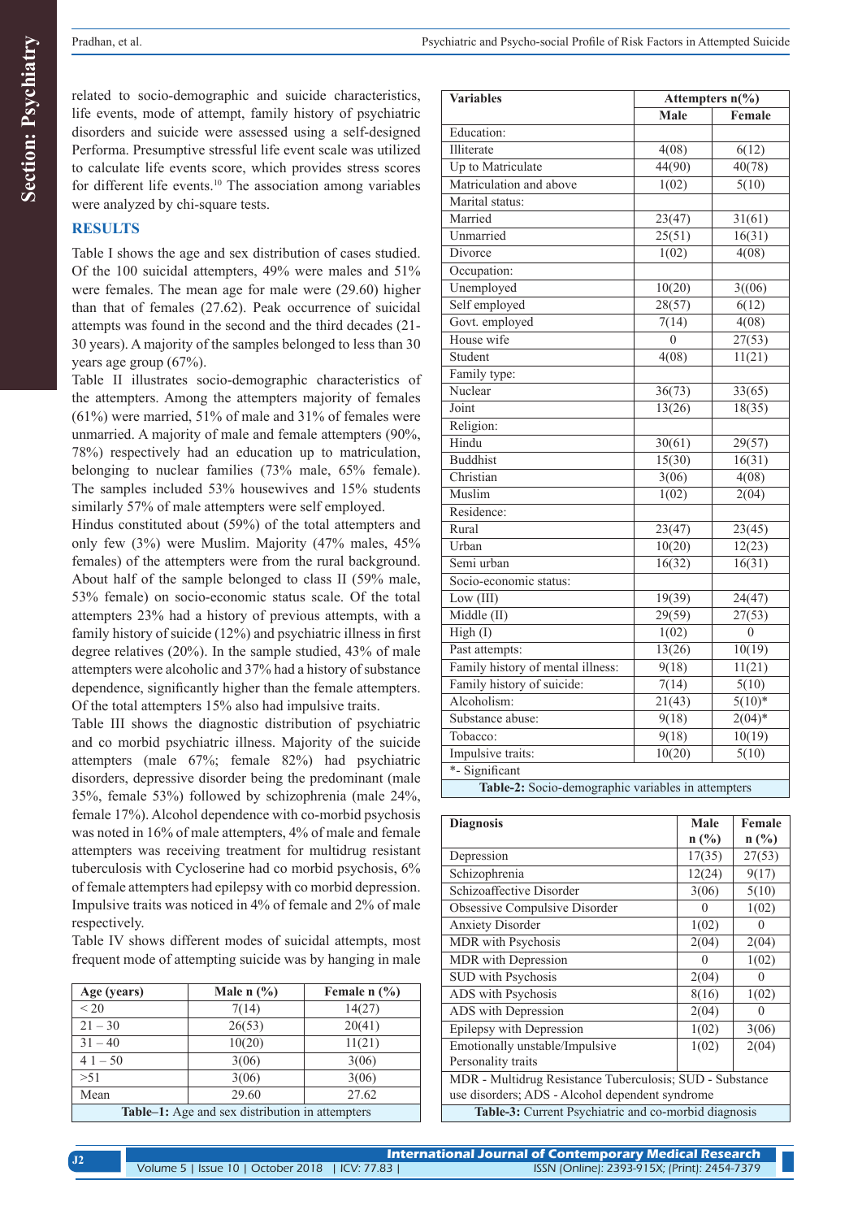related to socio-demographic and suicide characteristics, life events, mode of attempt, family history of psychiatric disorders and suicide were assessed using a self-designed Performa. Presumptive stressful life event scale was utilized to calculate life events score, which provides stress scores for different life events.[10] The association among variables were analyzed by chi-square tests.

## RESULTS

Table I shows the age and sex distribution of cases studied. Of the 100 suicidal attempters, 49% were males and 51% were females. The mean age for male were (29.60) higher than that of females (27.62). Peak occurrence of suicidal attempts was found in the second and the third decades (21-30 years). A majority of the samples belonged to less than 30 years age group (67%).

Table II illustrates socio-demographic characteristics of the attempters. Among the attempters majority of females (61%) were married, 51% of male and 31% of females were unmarried. A majority of male and female attempters (90%, 78%) respectively had an education up to matriculation, belonging to nuclear families (73% male, 65% female). The samples included 53% housewives and 15% students similarly 57% of male attempters were self employed.

Hindus constituted about (59%) of the total attempters and only few (3%) were Muslim. Majority (47% males, 45% females) of the attempters were from the rural background. About half of the sample belonged to class II (59% male, 53% female) on socio-economic status scale. Of the total attempters 23% had a history of previous attempts, with a family history of suicide (12%) and psychiatric illness in first degree relatives (20%). In the sample studied, 43% of male attempters were alcoholic and 37% had a history of substance dependence, significantly higher than the female attempters. Of the total attempters 15% also had impulsive traits.

Table III shows the diagnostic distribution of psychiatric and co morbid psychiatric illness. Majority of the suicide attempters (male 67%; female 82%) had psychiatric disorders, depressive disorder being the predominant (male 35%, female 53%) followed by schizophrenia (male 24%, female 17%). Alcohol dependence with co-morbid psychosis was noted in 16% of male attempters, 4% of male and female attempters was receiving treatment for multidrug resistant tuberculosis with Cycloserine had co morbid psychosis, 6% of female attempters had epilepsy with co morbid depression. Impulsive traits was noticed in 4% of female and 2% of male respectively.

Table IV shows different modes of suicidal attempts, most frequent mode of attempting suicide was by hanging in male

| Age (years) | Male n (%) | Female n (%) |
|---|---|---|
| < 20 | 7(14) | 14(27) |
| 21 – 30 | 26(53) | 20(41) |
| 31 – 40 | 10(20) | 11(21) |
| 4 1 – 50 | 3(06) | 3(06) |
| >51 | 3(06) | 3(06) |
| Mean | 29.60 | 27.62 |

**Table–1:** Age and sex distribution in attempters

| Variables | Attempters n(%) | |
|---|---|---|
| | Male | Female |
| Education: | | |
| Illiterate | 4(08) | 6(12) |
| Up to Matriculate | 44(90) | 40(78) |
| Matriculation and above | 1(02) | 5(10) |
| Marital status: | | |
| Married | 23(47) | 31(61) |
| Unmarried | 25(51) | 16(31) |
| Divorce | 1(02) | 4(08) |
| Occupation: | | |
| Unemployed | 10(20) | 3((06) |
| Self employed | 28(57) | 6(12) |
| Govt. employed | 7(14) | 4(08) |
| House wife | 0 | 27(53) |
| Student | 4(08) | 11(21) |
| Family type: | | |
| Nuclear | 36(73) | 33(65) |
| Joint | 13(26) | 18(35) |
| Religion: | | |
| Hindu | 30(61) | 29(57) |
| Buddhist | 15(30) | 16(31) |
| Christian | 3(06) | 4(08) |
| Muslim | 1(02) | 2(04) |
| Residence: | | |
| Rural | 23(47) | 23(45) |
| Urban | 10(20) | 12(23) |
| Semi urban | 16(32) | 16(31) |
| Socio-economic status: | | |
| Low (III) | 19(39) | 24(47) |
| Middle (II) | 29(59) | 27(53) |
| High (I) | 1(02) | 0 |
| Past attempts: | 13(26) | 10(19) |
| Family history of mental illness: | 9(18) | 11(21) |
| Family history of suicide: | 7(14) | 5(10) |
| Alcoholism: | 21(43) | 5(10)* |
| Substance abuse: | 9(18) | 2(04)* |
| Tobacco: | 9(18) | 10(19) |
| Impulsive traits: | 10(20) | 5(10) |
| *- Significant | | |

**Table-2:** Socio-demographic variables in attempters

| Diagnosis | Male n (%) | Female n (%) |
|---|---|---|
| Depression | 17(35) | 27(53) |
| Schizophrenia | 12(24) | 9(17) |
| Schizoaffective Disorder | 3(06) | 5(10) |
| Obsessive Compulsive Disorder | 0 | 1(02) |
| Anxiety Disorder | 1(02) | 0 |
| MDR with Psychosis | 2(04) | 2(04) |
| MDR with Depression | 0 | 1(02) |
| SUD with Psychosis | 2(04) | 0 |
| ADS with Psychosis | 8(16) | 1(02) |
| ADS with Depression | 2(04) | 0 |
| Epilepsy with Depression | 1(02) | 3(06) |
| Emotionally unstable/Impulsive Personality traits | 1(02) | 2(04) |

MDR - Multidrug Resistance Tuberculosis; SUD - Substance use disorders; ADS - Alcohol dependent syndrome

**Table-3:** Current Psychiatric and co-morbid diagnosis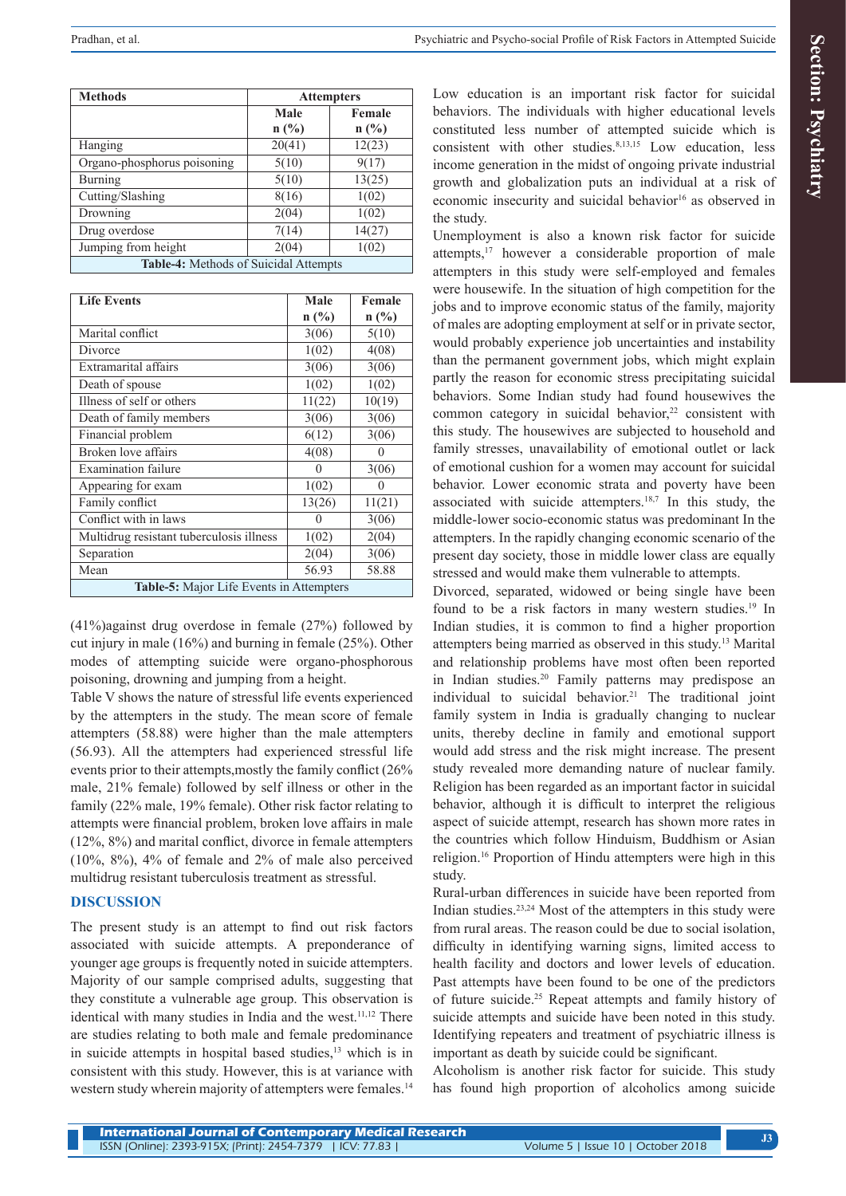| Methods | Attempters | |
|---|---|---|
| | Male n (%) | Female n (%) |
| Hanging | 20(41) | 12(23) |
| Organo-phosphorus poisoning | 5(10) | 9(17) |
| Burning | 5(10) | 13(25) |
| Cutting/Slashing | 8(16) | 1(02) |
| Drowning | 2(04) | 1(02) |
| Drug overdose | 7(14) | 14(27) |
| Jumping from height | 2(04) | 1(02) |

**Table-4:** Methods of Suicidal Attempts

| Life Events | Male n (%) | Female n (%) |
|---|---|---|
| Marital conflict | 3(06) | 5(10) |
| Divorce | 1(02) | 4(08) |
| Extramarital affairs | 3(06) | 3(06) |
| Death of spouse | 1(02) | 1(02) |
| Illness of self or others | 11(22) | 10(19) |
| Death of family members | 3(06) | 3(06) |
| Financial problem | 6(12) | 3(06) |
| Broken love affairs | 4(08) | 0 |
| Examination failure | 0 | 3(06) |
| Appearing for exam | 1(02) | 0 |
| Family conflict | 13(26) | 11(21) |
| Conflict with in laws | 0 | 3(06) |
| Multidrug resistant tuberculosis illness | 1(02) | 2(04) |
| Separation | 2(04) | 3(06) |
| Mean | 56.93 | 58.88 |

**Table-5:** Major Life Events in Attempters

(41%)against drug overdose in female (27%) followed by cut injury in male (16%) and burning in female (25%). Other modes of attempting suicide were organo-phosphorous poisoning, drowning and jumping from a height.

Table V shows the nature of stressful life events experienced by the attempters in the study. The mean score of female attempters (58.88) were higher than the male attempters (56.93). All the attempters had experienced stressful life events prior to their attempts,mostly the family conflict (26% male, 21% female) followed by self illness or other in the family (22% male, 19% female). Other risk factor relating to attempts were financial problem, broken love affairs in male (12%, 8%) and marital conflict, divorce in female attempters (10%, 8%), 4% of female and 2% of male also perceived multidrug resistant tuberculosis treatment as stressful.

## DISCUSSION

The present study is an attempt to find out risk factors associated with suicide attempts. A preponderance of younger age groups is frequently noted in suicide attempters. Majority of our sample comprised adults, suggesting that they constitute a vulnerable age group. This observation is identical with many studies in India and the west.[11,12] There are studies relating to both male and female predominance in suicide attempts in hospital based studies,[13] which is in consistent with this study. However, this is at variance with western study wherein majority of attempters were females.[14]

Low education is an important risk factor for suicidal behaviors. The individuals with higher educational levels constituted less number of attempted suicide which is consistent with other studies.[8,13,15] Low education, less income generation in the midst of ongoing private industrial growth and globalization puts an individual at a risk of economic insecurity and suicidal behavior[16] as observed in the study.

Unemployment is also a known risk factor for suicide attempts,[17] however a considerable proportion of male attempters in this study were self-employed and females were housewife. In the situation of high competition for the jobs and to improve economic status of the family, majority of males are adopting employment at self or in private sector, would probably experience job uncertainties and instability than the permanent government jobs, which might explain partly the reason for economic stress precipitating suicidal behaviors. Some Indian study had found housewives the common category in suicidal behavior,[22] consistent with this study. The housewives are subjected to household and family stresses, unavailability of emotional outlet or lack of emotional cushion for a women may account for suicidal behavior. Lower economic strata and poverty have been associated with suicide attempters.[18,7] In this study, the middle-lower socio-economic status was predominant In the attempters. In the rapidly changing economic scenario of the present day society, those in middle lower class are equally stressed and would make them vulnerable to attempts.

Divorced, separated, widowed or being single have been found to be a risk factors in many western studies.[19] In Indian studies, it is common to find a higher proportion attempters being married as observed in this study.[13] Marital and relationship problems have most often been reported in Indian studies.[20] Family patterns may predispose an individual to suicidal behavior.[21] The traditional joint family system in India is gradually changing to nuclear units, thereby decline in family and emotional support would add stress and the risk might increase. The present study revealed more demanding nature of nuclear family. Religion has been regarded as an important factor in suicidal behavior, although it is difficult to interpret the religious aspect of suicide attempt, research has shown more rates in the countries which follow Hinduism, Buddhism or Asian religion.[16] Proportion of Hindu attempters were high in this study.

Rural-urban differences in suicide have been reported from Indian studies.[23,24] Most of the attempters in this study were from rural areas. The reason could be due to social isolation, difficulty in identifying warning signs, limited access to health facility and doctors and lower levels of education. Past attempts have been found to be one of the predictors of future suicide.[25] Repeat attempts and family history of suicide attempts and suicide have been noted in this study. Identifying repeaters and treatment of psychiatric illness is important as death by suicide could be significant.

Alcoholism is another risk factor for suicide. This study has found high proportion of alcoholics among suicide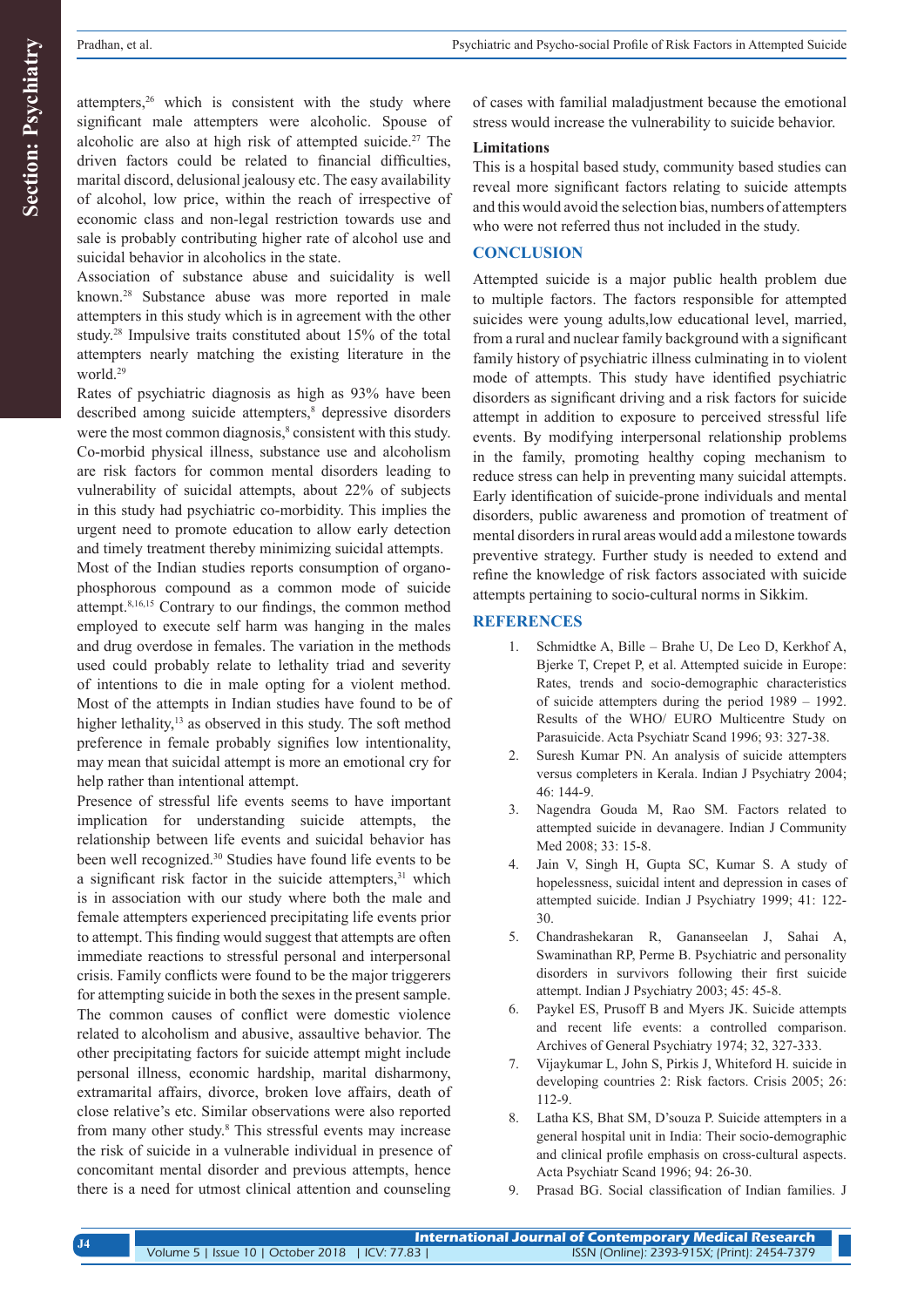attempters,[26] which is consistent with the study where significant male attempters were alcoholic. Spouse of alcoholic are also at high risk of attempted suicide.[27] The driven factors could be related to financial difficulties, marital discord, delusional jealousy etc. The easy availability of alcohol, low price, within the reach of irrespective of economic class and non-legal restriction towards use and sale is probably contributing higher rate of alcohol use and suicidal behavior in alcoholics in the state.

Association of substance abuse and suicidality is well known.[28] Substance abuse was more reported in male attempters in this study which is in agreement with the other study.[28] Impulsive traits constituted about 15% of the total attempters nearly matching the existing literature in the world.[29]

Rates of psychiatric diagnosis as high as 93% have been described among suicide attempters,[8] depressive disorders were the most common diagnosis,[8] consistent with this study. Co-morbid physical illness, substance use and alcoholism are risk factors for common mental disorders leading to vulnerability of suicidal attempts, about 22% of subjects in this study had psychiatric co-morbidity. This implies the urgent need to promote education to allow early detection and timely treatment thereby minimizing suicidal attempts.

Most of the Indian studies reports consumption of organo-phosphorous compound as a common mode of suicide attempt.[8,16,15] Contrary to our findings, the common method employed to execute self harm was hanging in the males and drug overdose in females. The variation in the methods used could probably relate to lethality triad and severity of intentions to die in male opting for a violent method. Most of the attempts in Indian studies have found to be of higher lethality,[13] as observed in this study. The soft method preference in female probably signifies low intentionality, may mean that suicidal attempt is more an emotional cry for help rather than intentional attempt.

Presence of stressful life events seems to have important implication for understanding suicide attempts, the relationship between life events and suicidal behavior has been well recognized.[30] Studies have found life events to be a significant risk factor in the suicide attempters,[31] which is in association with our study where both the male and female attempters experienced precipitating life events prior to attempt. This finding would suggest that attempts are often immediate reactions to stressful personal and interpersonal crisis. Family conflicts were found to be the major triggers for attempting suicide in both the sexes in the present sample. The common causes of conflict were domestic violence related to alcoholism and abusive, assaultive behavior. The other precipitating factors for suicide attempt might include personal illness, economic hardship, marital disharmony, extramarital affairs, divorce, broken love affairs, death of close relative's etc. Similar observations were also reported from many other study.[8] This stressful events may increase the risk of suicide in a vulnerable individual in presence of concomitant mental disorder and previous attempts, hence there is a need for utmost clinical attention and counseling of cases with familial maladjustment because the emotional stress would increase the vulnerability to suicide behavior.

### Limitations

This is a hospital based study, community based studies can reveal more significant factors relating to suicide attempts and this would avoid the selection bias, numbers of attempters who were not referred thus not included in the study.

## CONCLUSION

Attempted suicide is a major public health problem due to multiple factors. The factors responsible for attempted suicides were young adults,low educational level, married, from a rural and nuclear family background with a significant family history of psychiatric illness culminating in to violent mode of attempts. This study have identified psychiatric disorders as significant driving and a risk factors for suicide attempt in addition to exposure to perceived stressful life events. By modifying interpersonal relationship problems in the family, promoting healthy coping mechanism to reduce stress can help in preventing many suicidal attempts. Early identification of suicide-prone individuals and mental disorders, public awareness and promotion of treatment of mental disorders in rural areas would add a milestone towards preventive strategy. Further study is needed to extend and refine the knowledge of risk factors associated with suicide attempts pertaining to socio-cultural norms in Sikkim.

## REFERENCES

1. Schmidtke A, Bille – Brahe U, De Leo D, Kerkhof A, Bjerke T, Crepet P, et al. Attempted suicide in Europe: Rates, trends and socio-demographic characteristics of suicide attempters during the period 1989 – 1992. Results of the WHO/ EURO Multicentre Study on Parasuicide. Acta Psychiatr Scand 1996; 93: 327-38.
2. Suresh Kumar PN. An analysis of suicide attempters versus completers in Kerala. Indian J Psychiatry 2004; 46: 144-9.
3. Nagendra Gouda M, Rao SM. Factors related to attempted suicide in devanagere. Indian J Community Med 2008; 33: 15-8.
4. Jain V, Singh H, Gupta SC, Kumar S. A study of hopelessness, suicidal intent and depression in cases of attempted suicide. Indian J Psychiatry 1999; 41: 122-30.
5. Chandrashekaran R, Gananseelan J, Sahai A, Swaminathan RP, Perme B. Psychiatric and personality disorders in survivors following their first suicide attempt. Indian J Psychiatry 2003; 45: 45-8.
6. Paykel ES, Prusoff B and Myers JK. Suicide attempts and recent life events: a controlled comparison. Archives of General Psychiatry 1974; 32, 327-333.
7. Vijaykumar L, John S, Pirkis J, Whiteford H. suicide in developing countries 2: Risk factors. Crisis 2005; 26: 112-9.
8. Latha KS, Bhat SM, D'souza P. Suicide attempters in a general hospital unit in India: Their socio-demographic and clinical profile emphasis on cross-cultural aspects. Acta Psychiatr Scand 1996; 94: 26-30.
9. Prasad BG. Social classification of Indian families. J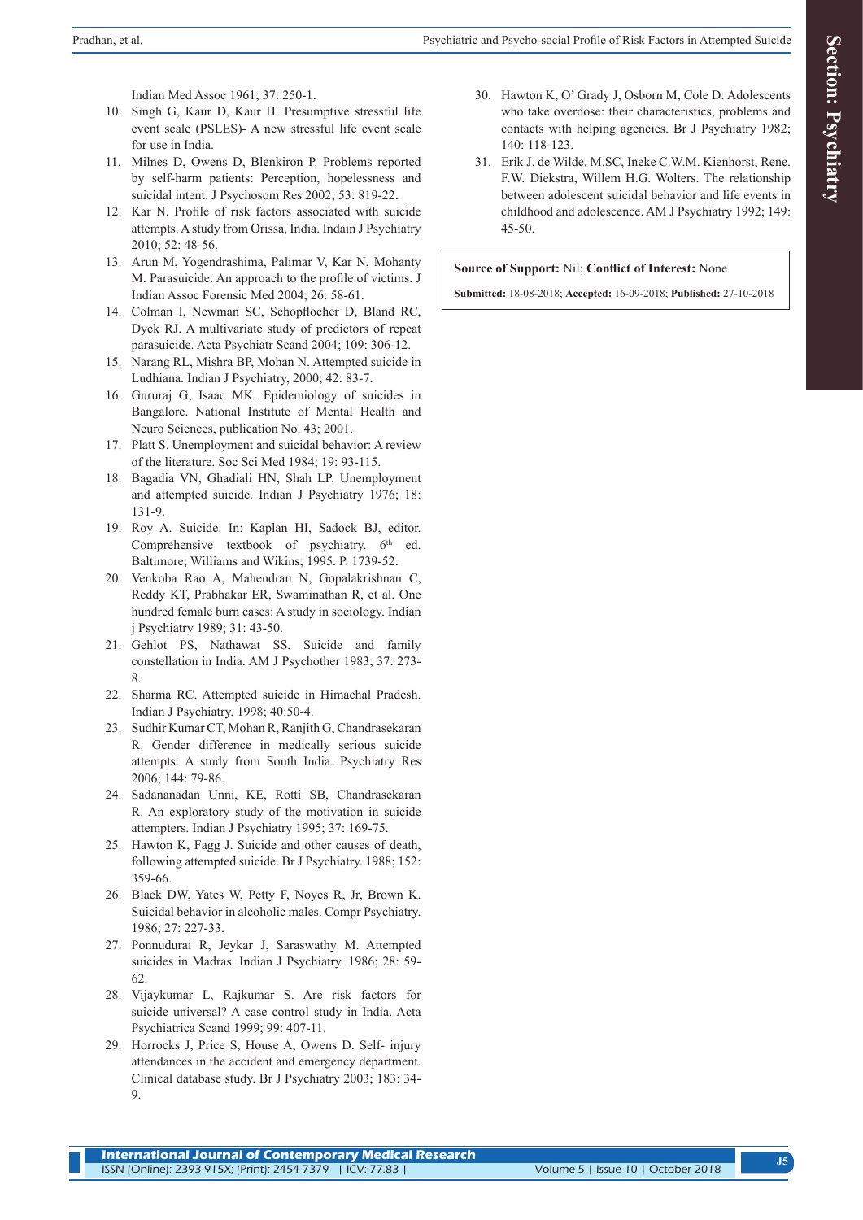Indian Med Assoc 1961; 37: 250-1.

10. Singh G, Kaur D, Kaur H. Presumptive stressful life event scale (PSLES)- A new stressful life event scale for use in India.
11. Milnes D, Owens D, Blenkiron P. Problems reported by self-harm patients: Perception, hopelessness and suicidal intent. J Psychosom Res 2002; 53: 819-22.
12. Kar N. Profile of risk factors associated with suicide attempts. A study from Orissa, India. Indain J Psychiatry 2010; 52: 48-56.
13. Arun M, Yogendrashima, Palimar V, Kar N, Mohanty M. Parasuicide: An approach to the profile of victims. J Indian Assoc Forensic Med 2004; 26: 58-61.
14. Colman I, Newman SC, Schopflocher D, Bland RC, Dyck RJ. A multivariate study of predictors of repeat parasuicide. Acta Psychiatr Scand 2004; 109: 306-12.
15. Narang RL, Mishra BP, Mohan N. Attempted suicide in Ludhiana. Indian J Psychiatry, 2000; 42: 83-7.
16. Gururaj G, Isaac MK. Epidemiology of suicides in Bangalore. National Institute of Mental Health and Neuro Sciences, publication No. 43; 2001.
17. Platt S. Unemployment and suicidal behavior: A review of the literature. Soc Sci Med 1984; 19: 93-115.
18. Bagadia VN, Ghadiali HN, Shah LP. Unemployment and attempted suicide. Indian J Psychiatry 1976; 18: 131-9.
19. Roy A. Suicide. In: Kaplan HI, Sadock BJ, editor. Comprehensive textbook of psychiatry. 6th ed. Baltimore; Williams and Wikins; 1995. P. 1739-52.
20. Venkoba Rao A, Mahendran N, Gopalakrishnan C, Reddy KT, Prabhakar ER, Swaminathan R, et al. One hundred female burn cases: A study in sociology. Indian j Psychiatry 1989; 31: 43-50.
21. Gehlot PS, Nathawat SS. Suicide and family constellation in India. AM J Psychother 1983; 37: 273-8.
22. Sharma RC. Attempted suicide in Himachal Pradesh. Indian J Psychiatry. 1998; 40:50-4.
23. Sudhir Kumar CT, Mohan R, Ranjith G, Chandrasekaran R. Gender difference in medically serious suicide attempts: A study from South India. Psychiatry Res 2006; 144: 79-86.
24. Sadananadan Unni, KE, Rotti SB, Chandrasekaran R. An exploratory study of the motivation in suicide attempters. Indian J Psychiatry 1995; 37: 169-75.
25. Hawton K, Fagg J. Suicide and other causes of death, following attempted suicide. Br J Psychiatry. 1988; 152: 359-66.
26. Black DW, Yates W, Petty F, Noyes R, Jr, Brown K. Suicidal behavior in alcoholic males. Compr Psychiatry. 1986; 27: 227-33.
27. Ponnudurai R, Jeykar J, Saraswathy M. Attempted suicides in Madras. Indian J Psychiatry. 1986; 28: 59-62.
28. Vijaykumar L, Rajkumar S. Are risk factors for suicide universal? A case control study in India. Acta Psychiatrica Scand 1999; 99: 407-11.
29. Horrocks J, Price S, House A, Owens D. Self- injury attendances in the accident and emergency department. Clinical database study. Br J Psychiatry 2003; 183: 34-9.
30. Hawton K, O' Grady J, Osborn M, Cole D: Adolescents who take overdose: their characteristics, problems and contacts with helping agencies. Br J Psychiatry 1982; 140: 118-123.
31. Erik J. de Wilde, M.SC, Ineke C.W.M. Kienhorst, Rene. F.W. Diekstra, Willem H.G. Wolters. The relationship between adolescent suicidal behavior and life events in childhood and adolescence. AM J Psychiatry 1992; 149: 45-50.

**Source of Support:** Nil; **Conflict of Interest:** None

**Submitted:** 18-08-2018; **Accepted:** 16-09-2018; **Published:** 27-10-2018